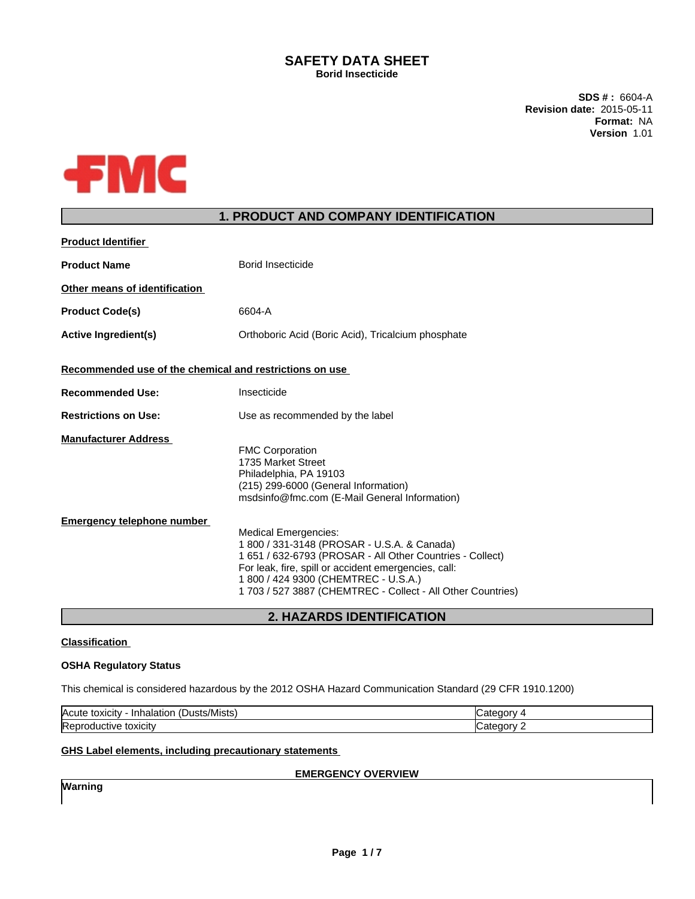# SAFETY DATA SHEET

**Borid Insecticide**

**SDS # :** 6604-A
**Revision date:** 2015-05-11
**Format:** NA
**Version** 1.01

FMC

## 1. PRODUCT AND COMPANY IDENTIFICATION

**Product Identifier**

**Product Name** Borid Insecticide

**Other means of identification**

**Product Code(s)** 6604-A

**Active Ingredient(s)** Orthoboric Acid (Boric Acid), Tricalcium phosphate

**Recommended use of the chemical and restrictions on use**

**Recommended Use:** Insecticide

**Restrictions on Use:** Use as recommended by the label

**Manufacturer Address**

FMC Corporation
1735 Market Street
Philadelphia, PA 19103
(215) 299-6000 (General Information)
msdsinfo@fmc.com (E-Mail General Information)

**Emergency telephone number**

Medical Emergencies:
1 800 / 331-3148 (PROSAR - U.S.A. & Canada)
1 651 / 632-6793 (PROSAR - All Other Countries - Collect)
For leak, fire, spill or accident emergencies, call:
1 800 / 424 9300 (CHEMTREC - U.S.A.)
1 703 / 527 3887 (CHEMTREC - Collect - All Other Countries)

## 2. HAZARDS IDENTIFICATION

**Classification**

**OSHA Regulatory Status**

This chemical is considered hazardous by the 2012 OSHA Hazard Communication Standard (29 CFR 1910.1200)

| Hazard | Category |
|---|---|
| Acute toxicity - Inhalation (Dusts/Mists) | Category 4 |
| Reproductive toxicity | Category 2 |

**GHS Label elements, including precautionary statements**

**EMERGENCY OVERVIEW**

**Warning**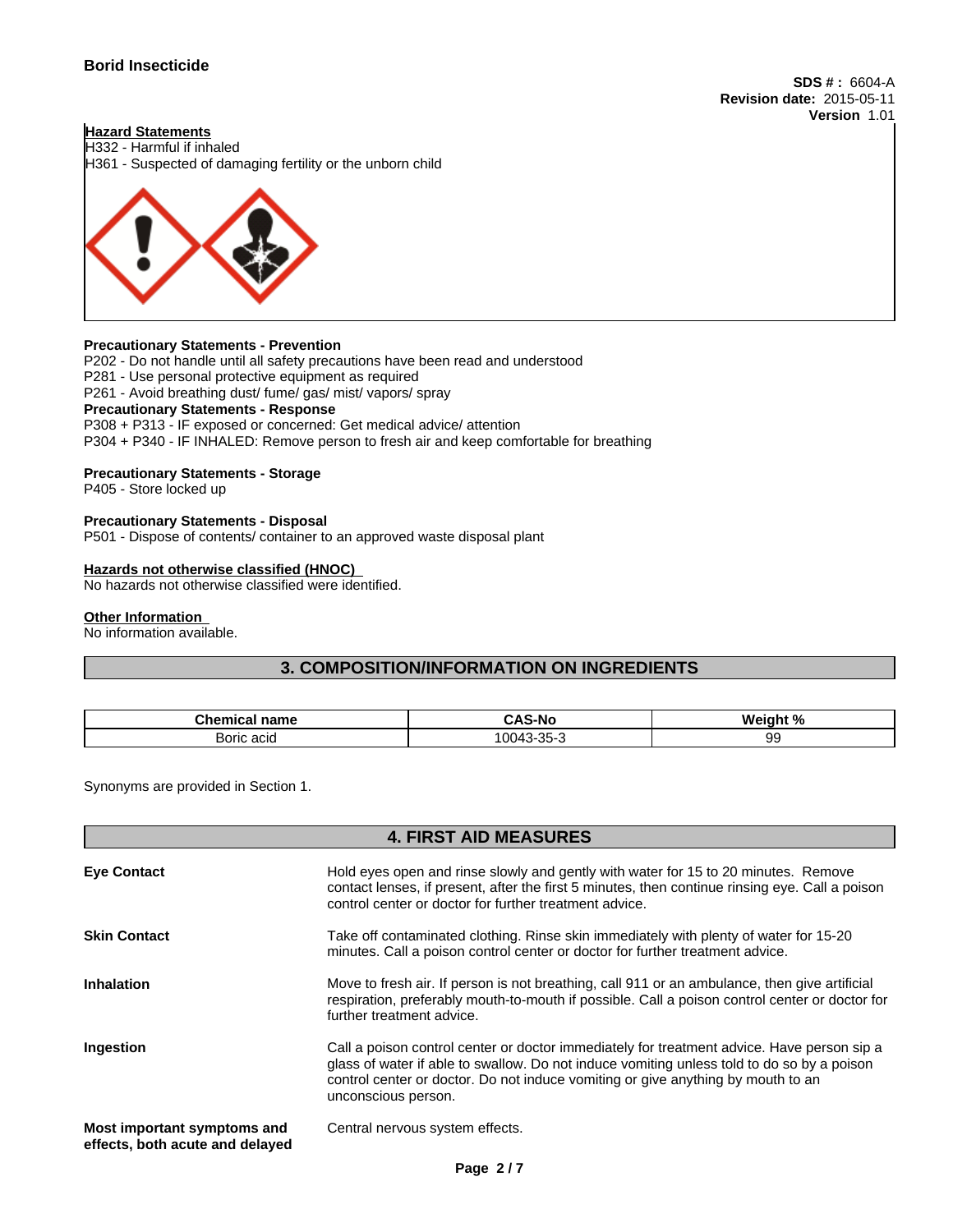**Hazard Statements**
H332 - Harmful if inhaled
H361 - Suspected of damaging fertility or the unborn child

**Precautionary Statements - Prevention**
P202 - Do not handle until all safety precautions have been read and understood
P281 - Use personal protective equipment as required
P261 - Avoid breathing dust/ fume/ gas/ mist/ vapors/ spray

**Precautionary Statements - Response**
P308 + P313 - IF exposed or concerned: Get medical advice/ attention
P304 + P340 - IF INHALED: Remove person to fresh air and keep comfortable for breathing

**Precautionary Statements - Storage**
P405 - Store locked up

**Precautionary Statements - Disposal**
P501 - Dispose of contents/ container to an approved waste disposal plant

**Hazards not otherwise classified (HNOC)**
No hazards not otherwise classified were identified.

**Other Information**
No information available.

## 3. COMPOSITION/INFORMATION ON INGREDIENTS

| Chemical name | CAS-No | Weight % |
|---|---|---|
| Boric acid | 10043-35-3 | 99 |

Synonyms are provided in Section 1.

## 4. FIRST AID MEASURES

**Eye Contact**
Hold eyes open and rinse slowly and gently with water for 15 to 20 minutes. Remove contact lenses, if present, after the first 5 minutes, then continue rinsing eye. Call a poison control center or doctor for further treatment advice.

**Skin Contact**
Take off contaminated clothing. Rinse skin immediately with plenty of water for 15-20 minutes. Call a poison control center or doctor for further treatment advice.

**Inhalation**
Move to fresh air. If person is not breathing, call 911 or an ambulance, then give artificial respiration, preferably mouth-to-mouth if possible. Call a poison control center or doctor for further treatment advice.

**Ingestion**
Call a poison control center or doctor immediately for treatment advice. Have person sip a glass of water if able to swallow. Do not induce vomiting unless told to do so by a poison control center or doctor. Do not induce vomiting or give anything by mouth to an unconscious person.

**Most important symptoms and effects, both acute and delayed**
Central nervous system effects.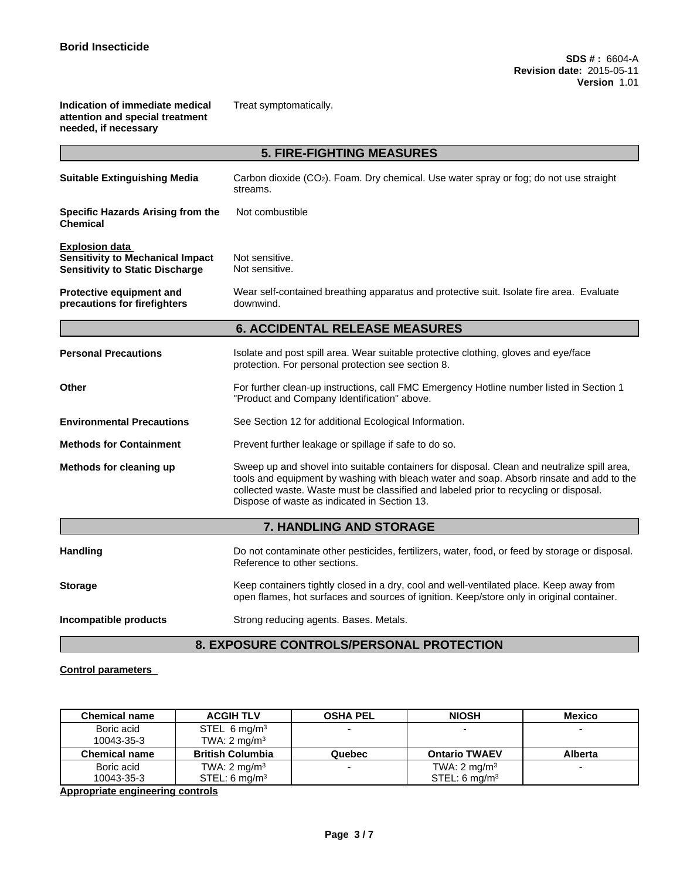**Indication of immediate medical attention and special treatment needed, if necessary**

Treat symptomatically.

## 5. FIRE-FIGHTING MEASURES

**Suitable Extinguishing Media**

Carbon dioxide ($CO_2$). Foam. Dry chemical. Use water spray or fog; do not use straight streams.

**Specific Hazards Arising from the Chemical**

Not combustible

**Explosion data**

**Sensitivity to Mechanical Impact** Not sensitive.

**Sensitivity to Static Discharge** Not sensitive.

**Protective equipment and precautions for firefighters**

Wear self-contained breathing apparatus and protective suit. Isolate fire area. Evaluate downwind.

## 6. ACCIDENTAL RELEASE MEASURES

**Personal Precautions**

Isolate and post spill area. Wear suitable protective clothing, gloves and eye/face protection. For personal protection see section 8.

**Other**

For further clean-up instructions, call FMC Emergency Hotline number listed in Section 1 "Product and Company Identification" above.

**Environmental Precautions**

See Section 12 for additional Ecological Information.

**Methods for Containment**

Prevent further leakage or spillage if safe to do so.

**Methods for cleaning up**

Sweep up and shovel into suitable containers for disposal. Clean and neutralize spill area, tools and equipment by washing with bleach water and soap. Absorb rinsate and add to the collected waste. Waste must be classified and labeled prior to recycling or disposal. Dispose of waste as indicated in Section 13.

## 7. HANDLING AND STORAGE

**Handling**

Do not contaminate other pesticides, fertilizers, water, food, or feed by storage or disposal. Reference to other sections.

**Storage**

Keep containers tightly closed in a dry, cool and well-ventilated place. Keep away from open flames, hot surfaces and sources of ignition. Keep/store only in original container.

**Incompatible products**

Strong reducing agents. Bases. Metals.

## 8. EXPOSURE CONTROLS/PERSONAL PROTECTION

**Control parameters**

| Chemical name | ACGIH TLV | OSHA PEL | NIOSH | Mexico |
|---|---|---|---|---|
| Boric acid 10043-35-3 | STEL 6 mg/m³ TWA: 2 mg/m³ | - | - | - |
| **Chemical name** | **British Columbia** | **Quebec** | **Ontario TWAEV** | **Alberta** |
| Boric acid 10043-35-3 | TWA: 2 mg/m³ STEL: 6 mg/m³ | - | TWA: 2 mg/m³ STEL: 6 mg/m³ | - |

**Appropriate engineering controls**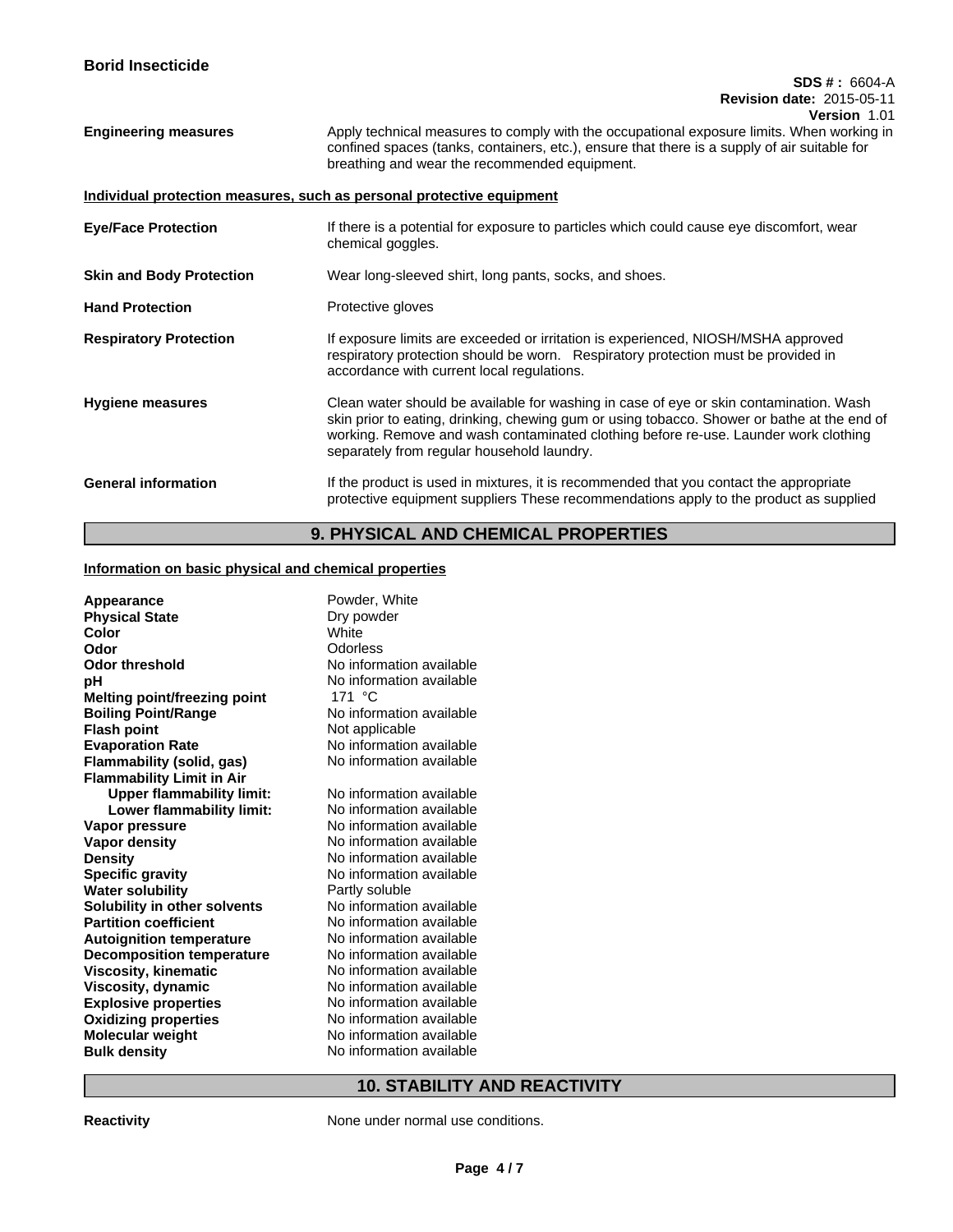**Engineering measures** — Apply technical measures to comply with the occupational exposure limits. When working in confined spaces (tanks, containers, etc.), ensure that there is a supply of air suitable for breathing and wear the recommended equipment.

**Individual protection measures, such as personal protective equipment**

**Eye/Face Protection** — If there is a potential for exposure to particles which could cause eye discomfort, wear chemical goggles.

**Skin and Body Protection** — Wear long-sleeved shirt, long pants, socks, and shoes.

**Hand Protection** — Protective gloves

**Respiratory Protection** — If exposure limits are exceeded or irritation is experienced, NIOSH/MSHA approved respiratory protection should be worn. Respiratory protection must be provided in accordance with current local regulations.

**Hygiene measures** — Clean water should be available for washing in case of eye or skin contamination. Wash skin prior to eating, drinking, chewing gum or using tobacco. Shower or bathe at the end of working. Remove and wash contaminated clothing before re-use. Launder work clothing separately from regular household laundry.

**General information** — If the product is used in mixtures, it is recommended that you contact the appropriate protective equipment suppliers These recommendations apply to the product as supplied

## 9. PHYSICAL AND CHEMICAL PROPERTIES

**Information on basic physical and chemical properties**

| Property | Value |
|---|---|
| **Appearance** | Powder, White |
| **Physical State** | Dry powder |
| **Color** | White |
| **Odor** | Odorless |
| **Odor threshold** | No information available |
| **pH** | No information available |
| **Melting point/freezing point** | 171 °C |
| **Boiling Point/Range** | No information available |
| **Flash point** | Not applicable |
| **Evaporation Rate** | No information available |
| **Flammability (solid, gas)** | No information available |
| **Flammability Limit in Air** | |
| **Upper flammability limit:** | No information available |
| **Lower flammability limit:** | No information available |
| **Vapor pressure** | No information available |
| **Vapor density** | No information available |
| **Density** | No information available |
| **Specific gravity** | No information available |
| **Water solubility** | Partly soluble |
| **Solubility in other solvents** | No information available |
| **Partition coefficient** | No information available |
| **Autoignition temperature** | No information available |
| **Decomposition temperature** | No information available |
| **Viscosity, kinematic** | No information available |
| **Viscosity, dynamic** | No information available |
| **Explosive properties** | No information available |
| **Oxidizing properties** | No information available |
| **Molecular weight** | No information available |
| **Bulk density** | No information available |

## 10. STABILITY AND REACTIVITY

**Reactivity** — None under normal use conditions.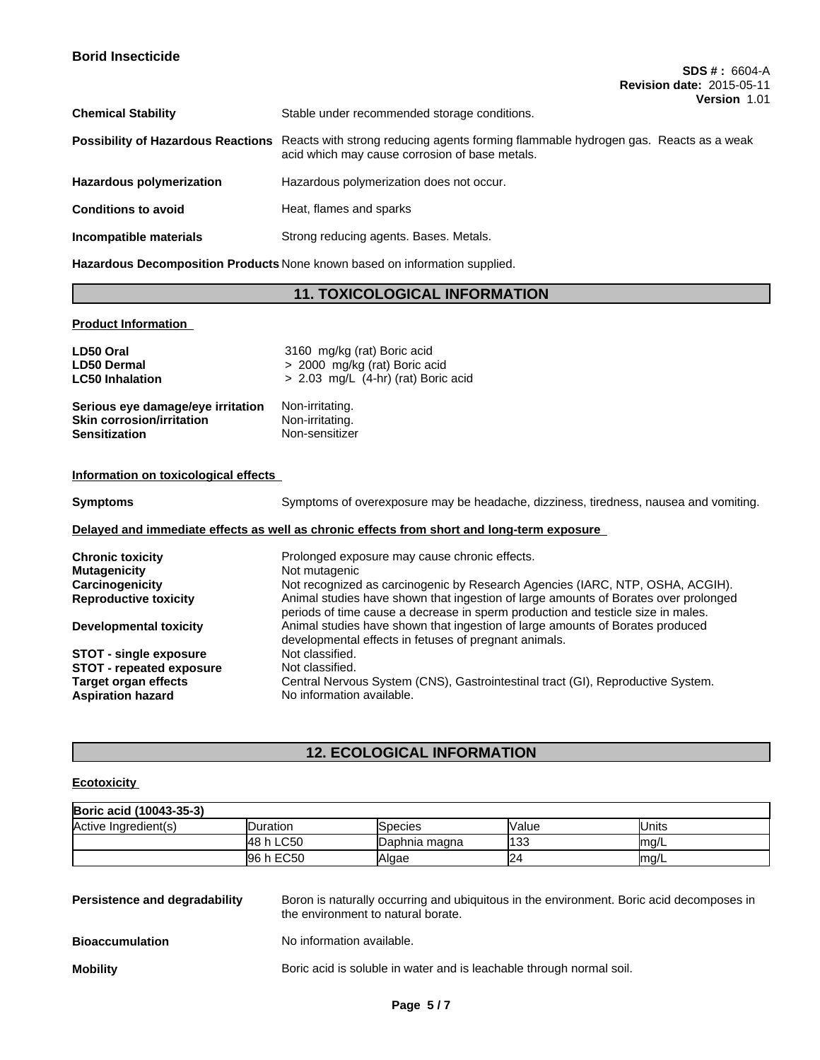| | |
|---|---|
| **Chemical Stability** | Stable under recommended storage conditions. |
| **Possibility of Hazardous Reactions** | Reacts with strong reducing agents forming flammable hydrogen gas. Reacts as a weak acid which may cause corrosion of base metals. |
| **Hazardous polymerization** | Hazardous polymerization does not occur. |
| **Conditions to avoid** | Heat, flames and sparks |
| **Incompatible materials** | Strong reducing agents. Bases. Metals. |
| **Hazardous Decomposition Products** | None known based on information supplied. |

## 11. TOXICOLOGICAL INFORMATION

**Product Information**

| | |
|---|---|
| **LD50 Oral** | 3160 mg/kg (rat) Boric acid |
| **LD50 Dermal** | > 2000 mg/kg (rat) Boric acid |
| **LC50 Inhalation** | > 2.03 mg/L (4-hr) (rat) Boric acid |

| | |
|---|---|
| **Serious eye damage/eye irritation** | Non-irritating. |
| **Skin corrosion/irritation** | Non-irritating. |
| **Sensitization** | Non-sensitizer |

**Information on toxicological effects**

**Symptoms** Symptoms of overexposure may be headache, dizziness, tiredness, nausea and vomiting.

**Delayed and immediate effects as well as chronic effects from short and long-term exposure**

| | |
|---|---|
| **Chronic toxicity** | Prolonged exposure may cause chronic effects. |
| **Mutagenicity** | Not mutagenic |
| **Carcinogenicity** | Not recognized as carcinogenic by Research Agencies (IARC, NTP, OSHA, ACGIH). |
| **Reproductive toxicity** | Animal studies have shown that ingestion of large amounts of Borates over prolonged periods of time cause a decrease in sperm production and testicle size in males. |
| **Developmental toxicity** | Animal studies have shown that ingestion of large amounts of Borates produced developmental effects in fetuses of pregnant animals. |
| **STOT - single exposure** | Not classified. |
| **STOT - repeated exposure** | Not classified. |
| **Target organ effects** | Central Nervous System (CNS), Gastrointestinal tract (GI), Reproductive System. |
| **Aspiration hazard** | No information available. |

## 12. ECOLOGICAL INFORMATION

**Ecotoxicity**

| Boric acid (10043-35-3) | | | | |
|---|---|---|---|---|
| Active Ingredient(s) | Duration | Species | Value | Units |
| | 48 h LC50 | Daphnia magna | 133 | mg/L |
| | 96 h EC50 | Algae | 24 | mg/L |

| | |
|---|---|
| **Persistence and degradability** | Boron is naturally occurring and ubiquitous in the environment. Boric acid decomposes in the environment to natural borate. |
| **Bioaccumulation** | No information available. |
| **Mobility** | Boric acid is soluble in water and is leachable through normal soil. |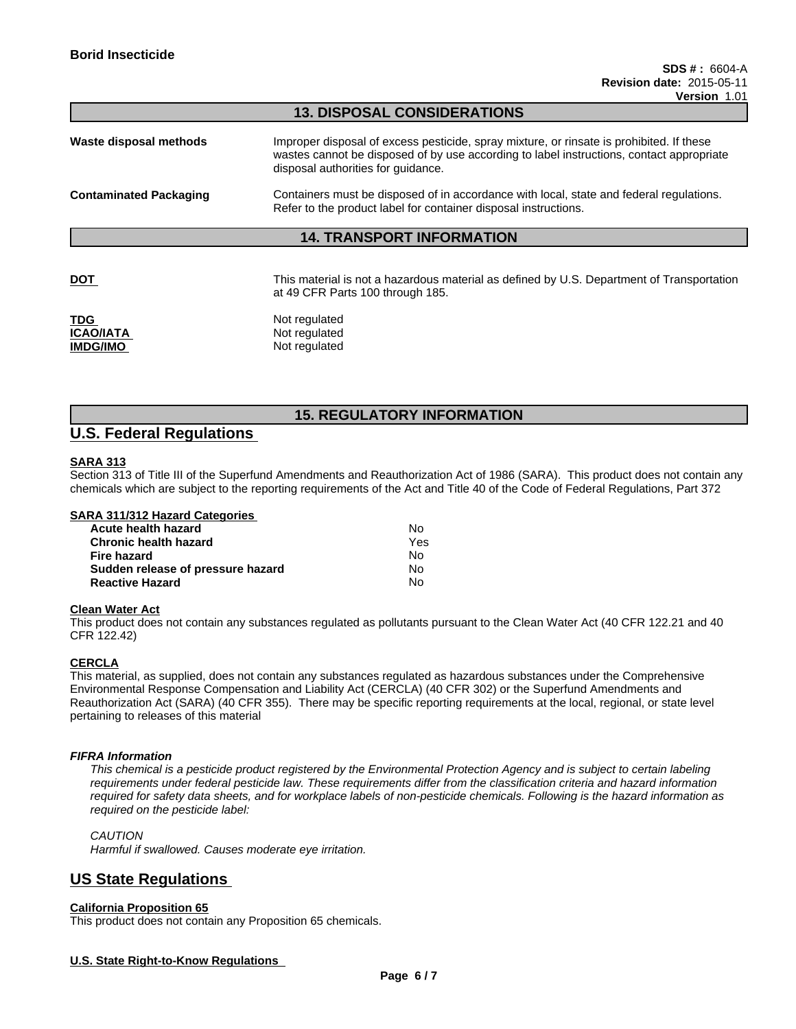## 13. DISPOSAL CONSIDERATIONS

**Waste disposal methods** Improper disposal of excess pesticide, spray mixture, or rinsate is prohibited. If these wastes cannot be disposed of by use according to label instructions, contact appropriate disposal authorities for guidance.

**Contaminated Packaging** Containers must be disposed of in accordance with local, state and federal regulations. Refer to the product label for container disposal instructions.

## 14. TRANSPORT INFORMATION

**DOT** This material is not a hazardous material as defined by U.S. Department of Transportation at 49 CFR Parts 100 through 185.

**TDG** Not regulated
**ICAO/IATA** Not regulated
**IMDG/IMO** Not regulated

## 15. REGULATORY INFORMATION

## U.S. Federal Regulations

**SARA 313**
Section 313 of Title III of the Superfund Amendments and Reauthorization Act of 1986 (SARA). This product does not contain any chemicals which are subject to the reporting requirements of the Act and Title 40 of the Code of Federal Regulations, Part 372

**SARA 311/312 Hazard Categories**

| | |
|---|---|
| **Acute health hazard** | No |
| **Chronic health hazard** | Yes |
| **Fire hazard** | No |
| **Sudden release of pressure hazard** | No |
| **Reactive Hazard** | No |

**Clean Water Act**
This product does not contain any substances regulated as pollutants pursuant to the Clean Water Act (40 CFR 122.21 and 40 CFR 122.42)

**CERCLA**
This material, as supplied, does not contain any substances regulated as hazardous substances under the Comprehensive Environmental Response Compensation and Liability Act (CERCLA) (40 CFR 302) or the Superfund Amendments and Reauthorization Act (SARA) (40 CFR 355). There may be specific reporting requirements at the local, regional, or state level pertaining to releases of this material

***FIFRA Information***
*This chemical is a pesticide product registered by the Environmental Protection Agency and is subject to certain labeling requirements under federal pesticide law. These requirements differ from the classification criteria and hazard information required for safety data sheets, and for workplace labels of non-pesticide chemicals. Following is the hazard information as required on the pesticide label:*

*CAUTION*
*Harmful if swallowed. Causes moderate eye irritation.*

## US State Regulations

**California Proposition 65**
This product does not contain any Proposition 65 chemicals.

**U.S. State Right-to-Know Regulations**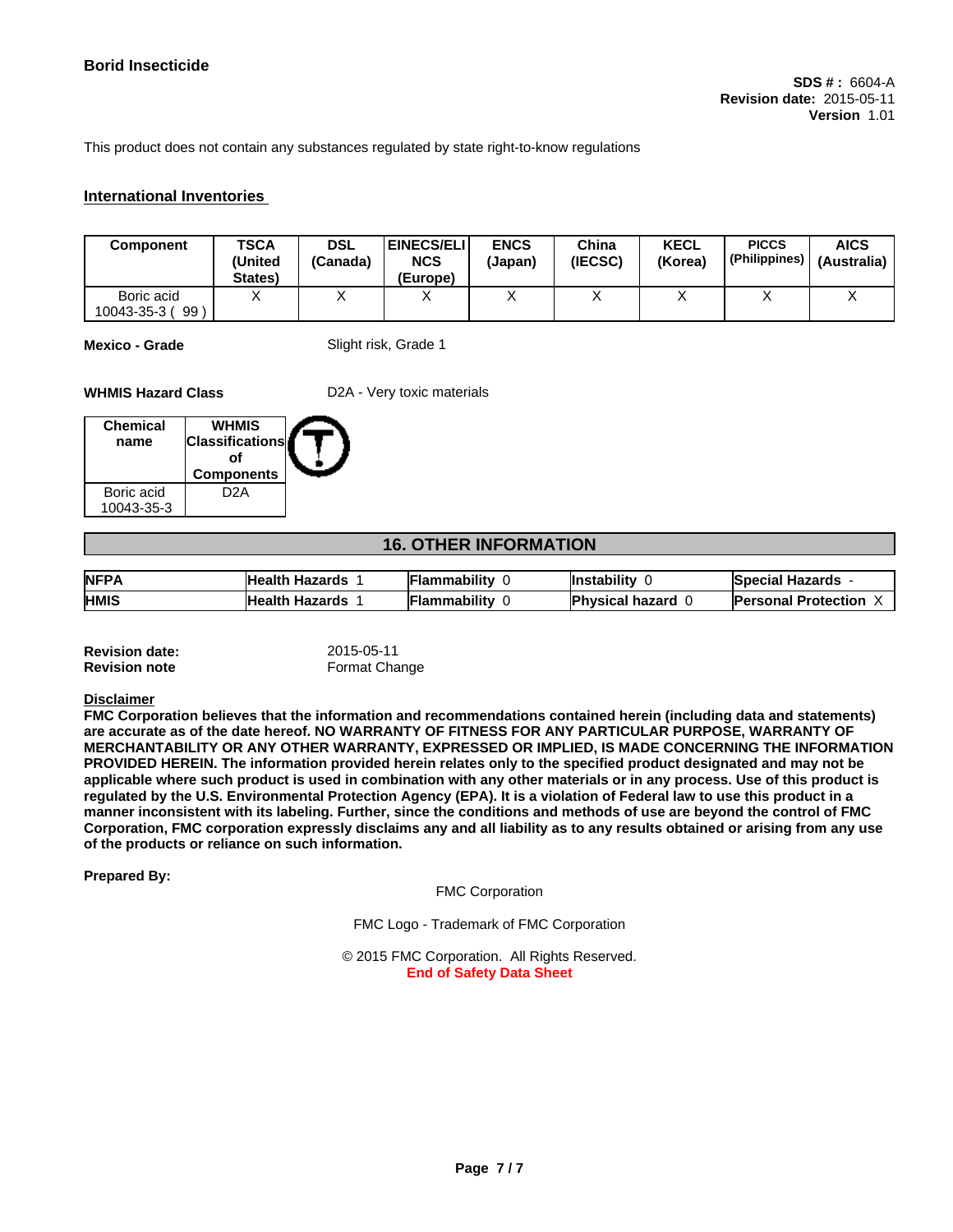**Borid Insecticide**

**SDS # :** 6604-A
**Revision date:** 2015-05-11
**Version** 1.01

This product does not contain any substances regulated by state right-to-know regulations

## International Inventories

| Component | TSCA (United States) | DSL (Canada) | EINECS/ELINCS (Europe) | ENCS (Japan) | China (IECSC) | KECL (Korea) | PICCS (Philippines) | AICS (Australia) |
|---|---|---|---|---|---|---|---|---|
| Boric acid 10043-35-3 ( 99 ) | X | X | X | X | X | X | X | X |

**Mexico - Grade** Slight risk, Grade 1

**WHMIS Hazard Class** D2A - Very toxic materials

| Chemical name | WHMIS Classifications of Components |
|---|---|
| Boric acid 10043-35-3 | D2A |

## 16. OTHER INFORMATION

| | | | | |
|---|---|---|---|---|
| **NFPA** | **Health Hazards** 1 | **Flammability** 0 | **Instability** 0 | **Special Hazards** - |
| **HMIS** | **Health Hazards** 1 | **Flammability** 0 | **Physical hazard** 0 | **Personal Protection** X |

**Revision date:** 2015-05-11
**Revision note** Format Change

**Disclaimer**

**FMC Corporation believes that the information and recommendations contained herein (including data and statements) are accurate as of the date hereof. NO WARRANTY OF FITNESS FOR ANY PARTICULAR PURPOSE, WARRANTY OF MERCHANTABILITY OR ANY OTHER WARRANTY, EXPRESSED OR IMPLIED, IS MADE CONCERNING THE INFORMATION PROVIDED HEREIN. The information provided herein relates only to the specified product designated and may not be applicable where such product is used in combination with any other materials or in any process. Use of this product is regulated by the U.S. Environmental Protection Agency (EPA). It is a violation of Federal law to use this product in a manner inconsistent with its labeling. Further, since the conditions and methods of use are beyond the control of FMC Corporation, FMC corporation expressly disclaims any and all liability as to any results obtained or arising from any use of the products or reliance on such information.**

**Prepared By:**

FMC Corporation

FMC Logo - Trademark of FMC Corporation

© 2015 FMC Corporation. All Rights Reserved.

**End of Safety Data Sheet**